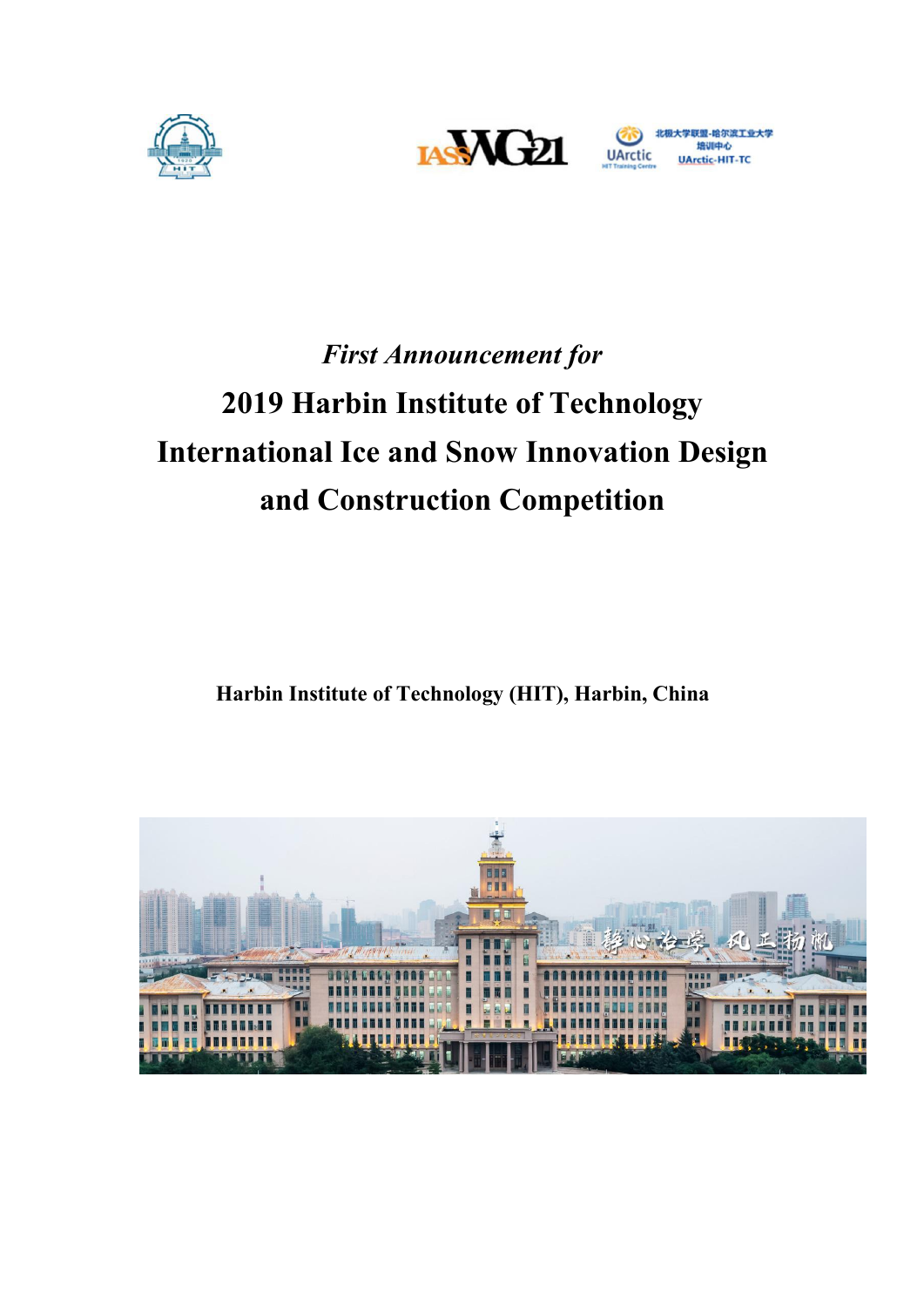*First Announcement for*

# 2019 Harbin Institute of Technology International Ice and Snow Innovation Design and Construction Competition

**Harbin Institute of Technology (HIT), Harbin, China**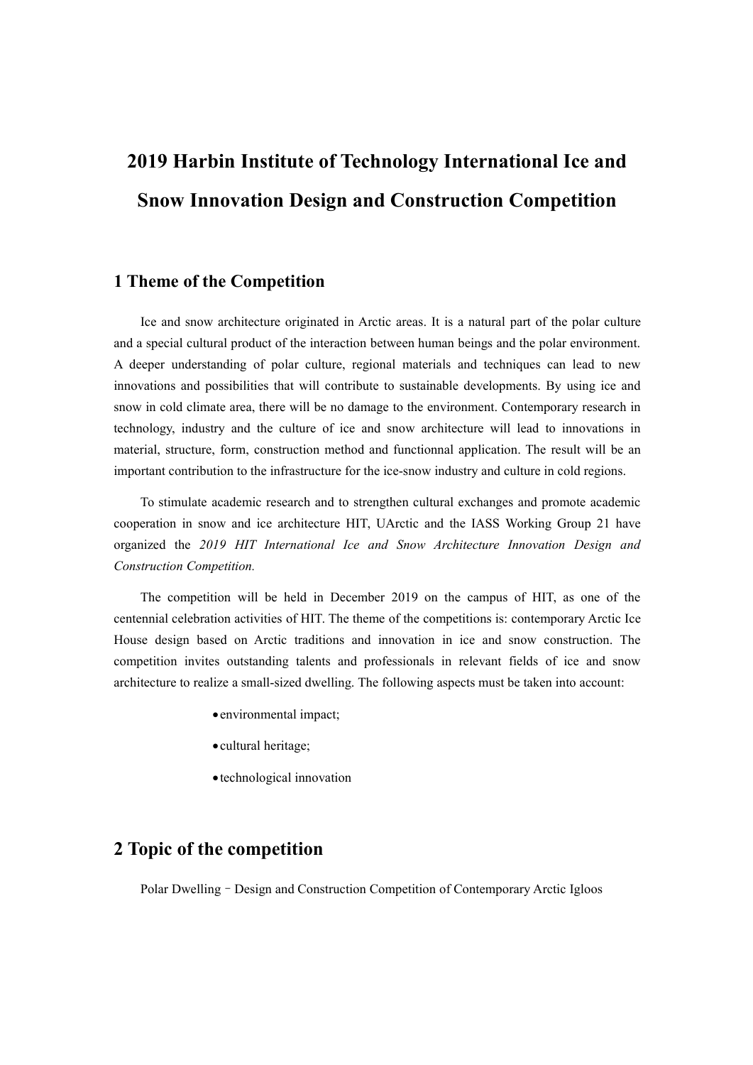# 2019 Harbin Institute of Technology International Ice and Snow Innovation Design and Construction Competition

## 1 Theme of the Competition

Ice and snow architecture originated in Arctic areas. It is a natural part of the polar culture and a special cultural product of the interaction between human beings and the polar environment. A deeper understanding of polar culture, regional materials and techniques can lead to new innovations and possibilities that will contribute to sustainable developments. By using ice and snow in cold climate area, there will be no damage to the environment. Contemporary research in technology, industry and the culture of ice and snow architecture will lead to innovations in material, structure, form, construction method and functionnal application. The result will be an important contribution to the infrastructure for the ice-snow industry and culture in cold regions.

To stimulate academic research and to strengthen cultural exchanges and promote academic cooperation in snow and ice architecture HIT, UArctic and the IASS Working Group 21 have organized the *2019 HIT International Ice and Snow Architecture Innovation Design and Construction Competition.*

The competition will be held in December 2019 on the campus of HIT, as one of the centennial celebration activities of HIT. The theme of the competitions is: contemporary Arctic Ice House design based on Arctic traditions and innovation in ice and snow construction. The competition invites outstanding talents and professionals in relevant fields of ice and snow architecture to realize a small-sized dwelling. The following aspects must be taken into account:

- environmental impact;
- cultural heritage;
- technological innovation

## 2 Topic of the competition

Polar Dwelling – Design and Construction Competition of Contemporary Arctic Igloos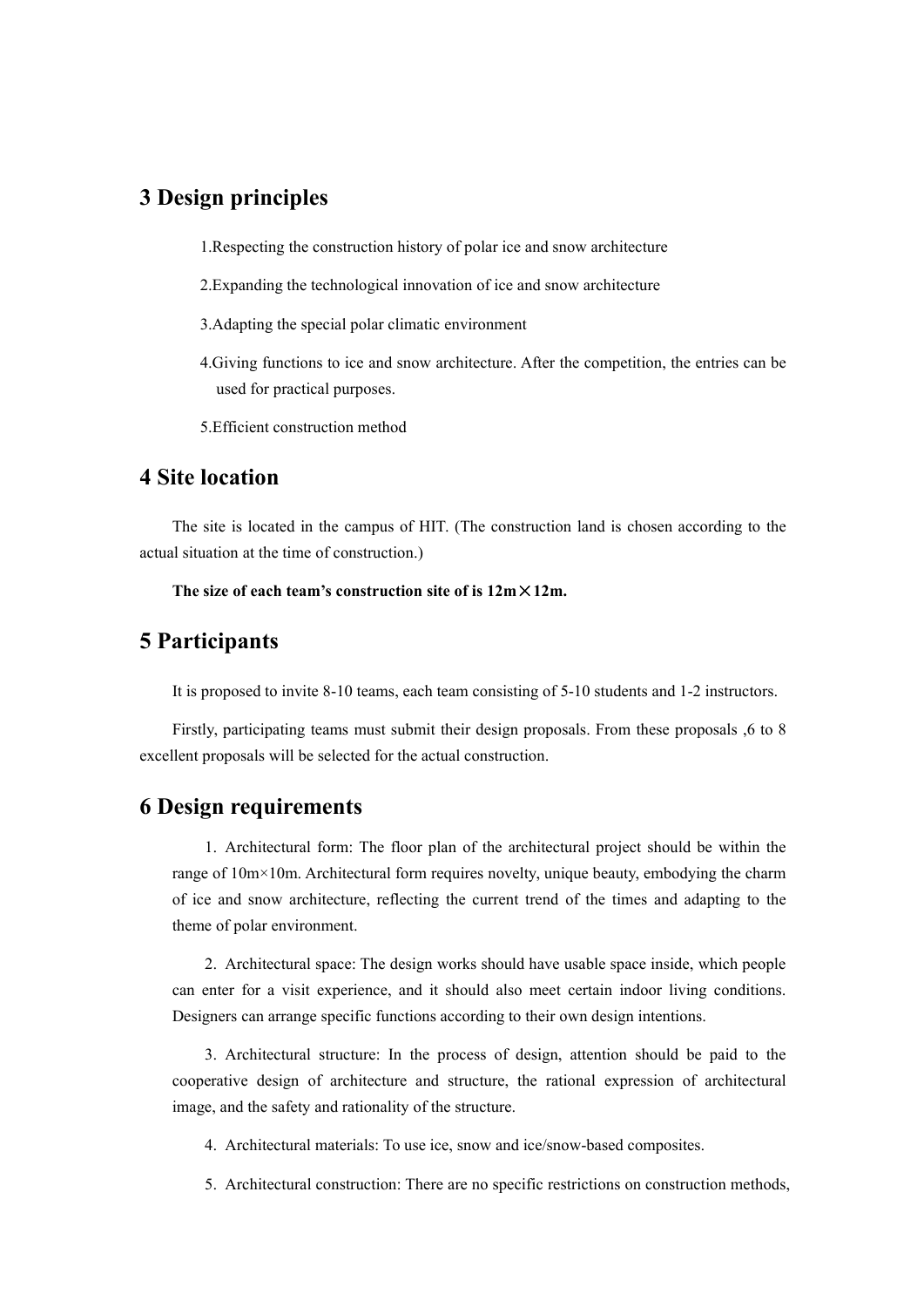## 3 Design principles

1.Respecting the construction history of polar ice and snow architecture

2.Expanding the technological innovation of ice and snow architecture

3.Adapting the special polar climatic environment

4.Giving functions to ice and snow architecture. After the competition, the entries can be used for practical purposes.

5.Efficient construction method

## 4 Site location

The site is located in the campus of HIT. (The construction land is chosen according to the actual situation at the time of construction.)

**The size of each team's construction site of is 12m×12m.**

## 5 Participants

It is proposed to invite 8-10 teams, each team consisting of 5-10 students and 1-2 instructors.

Firstly, participating teams must submit their design proposals. From these proposals ,6 to 8 excellent proposals will be selected for the actual construction.

## 6 Design requirements

1. Architectural form: The floor plan of the architectural project should be within the range of 10m×10m. Architectural form requires novelty, unique beauty, embodying the charm of ice and snow architecture, reflecting the current trend of the times and adapting to the theme of polar environment.

2. Architectural space: The design works should have usable space inside, which people can enter for a visit experience, and it should also meet certain indoor living conditions. Designers can arrange specific functions according to their own design intentions.

3. Architectural structure: In the process of design, attention should be paid to the cooperative design of architecture and structure, the rational expression of architectural image, and the safety and rationality of the structure.

4. Architectural materials: To use ice, snow and ice/snow-based composites.

5. Architectural construction: There are no specific restrictions on construction methods,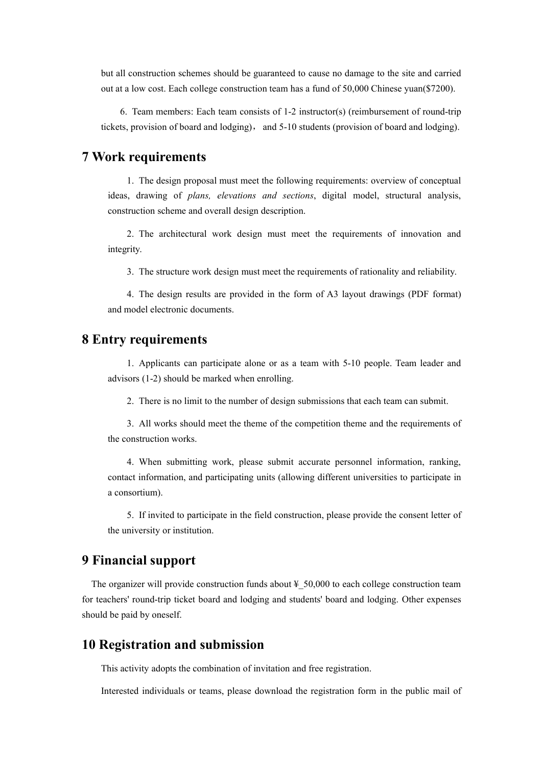but all construction schemes should be guaranteed to cause no damage to the site and carried out at a low cost. Each college construction team has a fund of 50,000 Chinese yuan($7200).

6. Team members: Each team consists of 1-2 instructor(s) (reimbursement of round-trip tickets, provision of board and lodging)， and 5-10 students (provision of board and lodging).

## 7 Work requirements

1. The design proposal must meet the following requirements: overview of conceptual ideas, drawing of *plans, elevations and sections*, digital model, structural analysis, construction scheme and overall design description.

2. The architectural work design must meet the requirements of innovation and integrity.

3. The structure work design must meet the requirements of rationality and reliability.

4. The design results are provided in the form of A3 layout drawings (PDF format) and model electronic documents.

## 8 Entry requirements

1. Applicants can participate alone or as a team with 5-10 people. Team leader and advisors (1-2) should be marked when enrolling.

2. There is no limit to the number of design submissions that each team can submit.

3. All works should meet the theme of the competition theme and the requirements of the construction works.

4. When submitting work, please submit accurate personnel information, ranking, contact information, and participating units (allowing different universities to participate in a consortium).

5. If invited to participate in the field construction, please provide the consent letter of the university or institution.

## 9 Financial support

The organizer will provide construction funds about ¥_50,000 to each college construction team for teachers' round-trip ticket board and lodging and students' board and lodging. Other expenses should be paid by oneself.

## 10 Registration and submission

This activity adopts the combination of invitation and free registration.

Interested individuals or teams, please download the registration form in the public mail of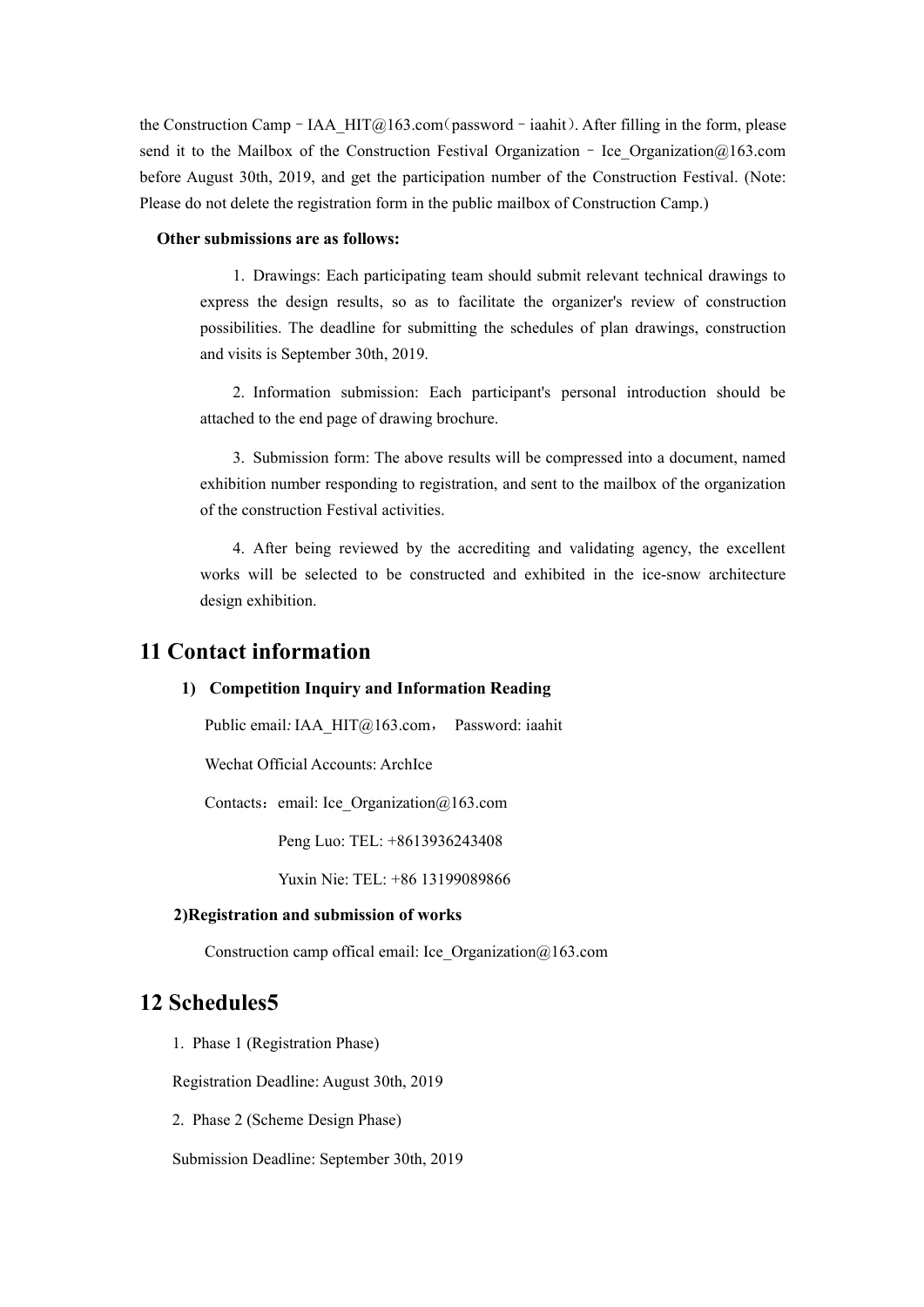the Construction Camp–IAA_HIT@163.com（password–iaahit）. After filling in the form, please send it to the Mailbox of the Construction Festival Organization – Ice_Organization@163.com before August 30th, 2019, and get the participation number of the Construction Festival. (Note: Please do not delete the registration form in the public mailbox of Construction Camp.)

**Other submissions are as follows:**

1. Drawings: Each participating team should submit relevant technical drawings to express the design results, so as to facilitate the organizer's review of construction possibilities. The deadline for submitting the schedules of plan drawings, construction and visits is September 30th, 2019.

2. Information submission: Each participant's personal introduction should be attached to the end page of drawing brochure.

3. Submission form: The above results will be compressed into a document, named exhibition number responding to registration, and sent to the mailbox of the organization of the construction Festival activities.

4. After being reviewed by the accrediting and validating agency, the excellent works will be selected to be constructed and exhibited in the ice-snow architecture design exhibition.

# 11 Contact information

**1) Competition Inquiry and Information Reading**

Public email*:* IAA_HIT@163.com， Password: iaahit

Wechat Official Accounts: ArchIce

Contacts：email: Ice_Organization@163.com

Peng Luo: TEL: +8613936243408

Yuxin Nie: TEL: +86 13199089866

**2)Registration and submission of works**

Construction camp offical email: Ice_Organization@163.com

# 12 Schedules5

1. Phase 1 (Registration Phase)

Registration Deadline: August 30th, 2019

2. Phase 2 (Scheme Design Phase)

Submission Deadline: September 30th, 2019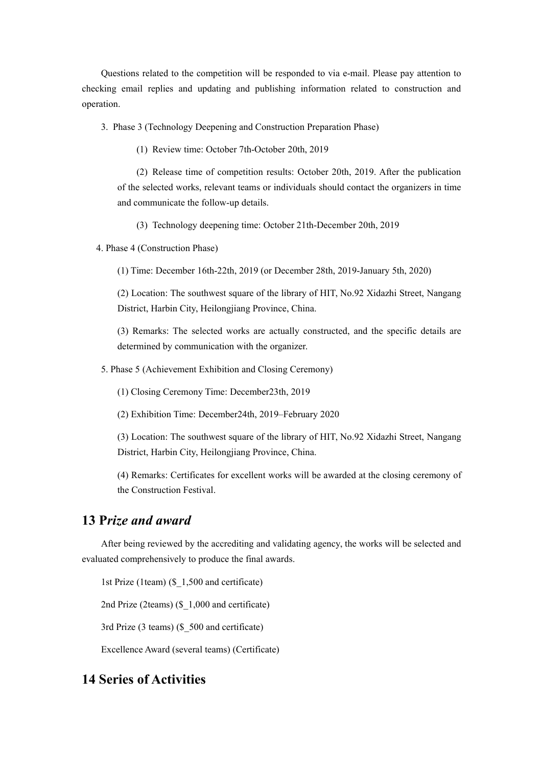Questions related to the competition will be responded to via e-mail. Please pay attention to checking email replies and updating and publishing information related to construction and operation.

3. Phase 3 (Technology Deepening and Construction Preparation Phase)

   (1) Review time: October 7th-October 20th, 2019

   (2) Release time of competition results: October 20th, 2019. After the publication of the selected works, relevant teams or individuals should contact the organizers in time and communicate the follow-up details.

   (3) Technology deepening time: October 21th-December 20th, 2019

4. Phase 4 (Construction Phase)

   (1) Time: December 16th-22th, 2019 (or December 28th, 2019-January 5th, 2020)

   (2) Location: The southwest square of the library of HIT, No.92 Xidazhi Street, Nangang District, Harbin City, Heilongjiang Province, China.

   (3) Remarks: The selected works are actually constructed, and the specific details are determined by communication with the organizer.

5. Phase 5 (Achievement Exhibition and Closing Ceremony)

   (1) Closing Ceremony Time: December23th, 2019

   (2) Exhibition Time: December24th, 2019–February 2020

   (3) Location: The southwest square of the library of HIT, No.92 Xidazhi Street, Nangang District, Harbin City, Heilongjiang Province, China.

   (4) Remarks: Certificates for excellent works will be awarded at the closing ceremony of the Construction Festival.

## 13 P*rize and award*

After being reviewed by the accrediting and validating agency, the works will be selected and evaluated comprehensively to produce the final awards.

1st Prize (1team) ($_1,500 and certificate)

2nd Prize (2teams) ($_1,000 and certificate)

3rd Prize (3 teams) ($_500 and certificate)

Excellence Award (several teams) (Certificate)

## 14 Series of Activities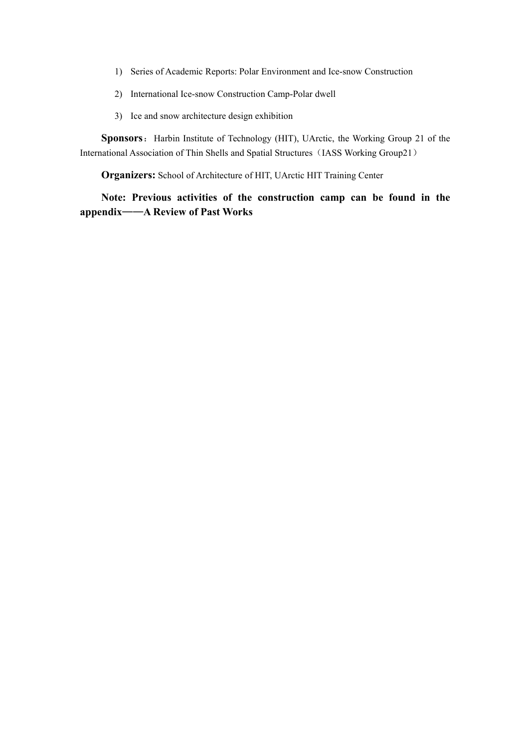1) Series of Academic Reports: Polar Environment and Ice-snow Construction

2) International Ice-snow Construction Camp-Polar dwell

3) Ice and snow architecture design exhibition

**Sponsors**：Harbin Institute of Technology (HIT), UArctic, the Working Group 21 of the International Association of Thin Shells and Spatial Structures（IASS Working Group21）

**Organizers:** School of Architecture of HIT, UArctic HIT Training Center

**Note: Previous activities of the construction camp can be found in the appendix——A Review of Past Works**